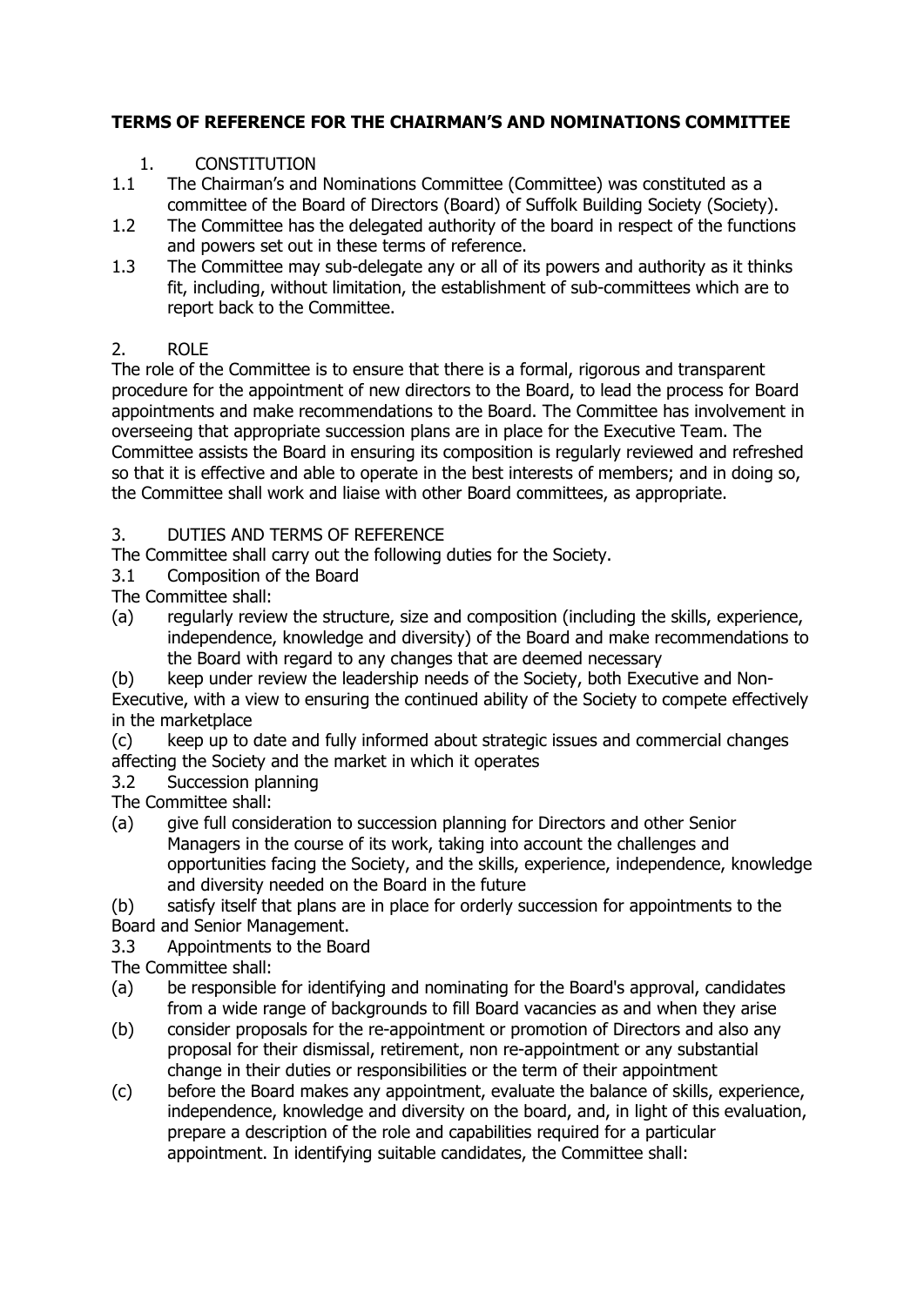# TERMS OF REFERENCE FOR THE CHAIRMAN'S AND NOMINATIONS COMMITTEE

## 1. CONSTITUTION

1.1 The Chairman's and Nominations Committee (Committee) was constituted as a committee of the Board of Directors (Board) of Suffolk Building Society (Society).

1.2 The Committee has the delegated authority of the board in respect of the functions and powers set out in these terms of reference.

1.3 The Committee may sub-delegate any or all of its powers and authority as it thinks fit, including, without limitation, the establishment of sub-committees which are to report back to the Committee.

## 2. ROLE

The role of the Committee is to ensure that there is a formal, rigorous and transparent procedure for the appointment of new directors to the Board, to lead the process for Board appointments and make recommendations to the Board. The Committee has involvement in overseeing that appropriate succession plans are in place for the Executive Team. The Committee assists the Board in ensuring its composition is regularly reviewed and refreshed so that it is effective and able to operate in the best interests of members; and in doing so, the Committee shall work and liaise with other Board committees, as appropriate.

## 3. DUTIES AND TERMS OF REFERENCE

The Committee shall carry out the following duties for the Society.

### 3.1 Composition of the Board

The Committee shall:

(a) regularly review the structure, size and composition (including the skills, experience, independence, knowledge and diversity) of the Board and make recommendations to the Board with regard to any changes that are deemed necessary

(b) keep under review the leadership needs of the Society, both Executive and Non-Executive, with a view to ensuring the continued ability of the Society to compete effectively in the marketplace

(c) keep up to date and fully informed about strategic issues and commercial changes affecting the Society and the market in which it operates

### 3.2 Succession planning

The Committee shall:

(a) give full consideration to succession planning for Directors and other Senior Managers in the course of its work, taking into account the challenges and opportunities facing the Society, and the skills, experience, independence, knowledge and diversity needed on the Board in the future

(b) satisfy itself that plans are in place for orderly succession for appointments to the Board and Senior Management.

### 3.3 Appointments to the Board

The Committee shall:

(a) be responsible for identifying and nominating for the Board's approval, candidates from a wide range of backgrounds to fill Board vacancies as and when they arise

(b) consider proposals for the re-appointment or promotion of Directors and also any proposal for their dismissal, retirement, non re-appointment or any substantial change in their duties or responsibilities or the term of their appointment

(c) before the Board makes any appointment, evaluate the balance of skills, experience, independence, knowledge and diversity on the board, and, in light of this evaluation, prepare a description of the role and capabilities required for a particular appointment. In identifying suitable candidates, the Committee shall: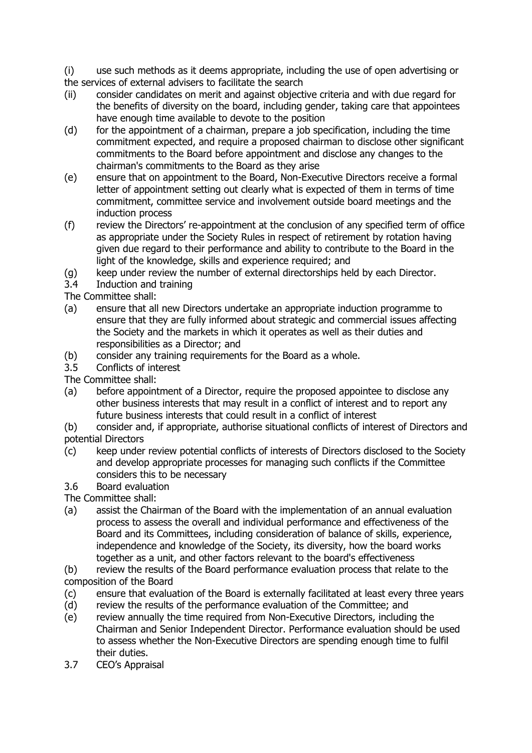(i) use such methods as it deems appropriate, including the use of open advertising or the services of external advisers to facilitate the search

(ii) consider candidates on merit and against objective criteria and with due regard for the benefits of diversity on the board, including gender, taking care that appointees have enough time available to devote to the position

(d) for the appointment of a chairman, prepare a job specification, including the time commitment expected, and require a proposed chairman to disclose other significant commitments to the Board before appointment and disclose any changes to the chairman's commitments to the Board as they arise

(e) ensure that on appointment to the Board, Non-Executive Directors receive a formal letter of appointment setting out clearly what is expected of them in terms of time commitment, committee service and involvement outside board meetings and the induction process

(f) review the Directors' re-appointment at the conclusion of any specified term of office as appropriate under the Society Rules in respect of retirement by rotation having given due regard to their performance and ability to contribute to the Board in the light of the knowledge, skills and experience required; and

(g) keep under review the number of external directorships held by each Director.

3.4 Induction and training

The Committee shall:

(a) ensure that all new Directors undertake an appropriate induction programme to ensure that they are fully informed about strategic and commercial issues affecting the Society and the markets in which it operates as well as their duties and responsibilities as a Director; and

(b) consider any training requirements for the Board as a whole.

3.5 Conflicts of interest

The Committee shall:

(a) before appointment of a Director, require the proposed appointee to disclose any other business interests that may result in a conflict of interest and to report any future business interests that could result in a conflict of interest

(b) consider and, if appropriate, authorise situational conflicts of interest of Directors and potential Directors

(c) keep under review potential conflicts of interests of Directors disclosed to the Society and develop appropriate processes for managing such conflicts if the Committee considers this to be necessary

3.6 Board evaluation

The Committee shall:

(a) assist the Chairman of the Board with the implementation of an annual evaluation process to assess the overall and individual performance and effectiveness of the Board and its Committees, including consideration of balance of skills, experience, independence and knowledge of the Society, its diversity, how the board works together as a unit, and other factors relevant to the board's effectiveness

(b) review the results of the Board performance evaluation process that relate to the composition of the Board

(c) ensure that evaluation of the Board is externally facilitated at least every three years

(d) review the results of the performance evaluation of the Committee; and

(e) review annually the time required from Non-Executive Directors, including the Chairman and Senior Independent Director. Performance evaluation should be used to assess whether the Non-Executive Directors are spending enough time to fulfil their duties.

3.7 CEO's Appraisal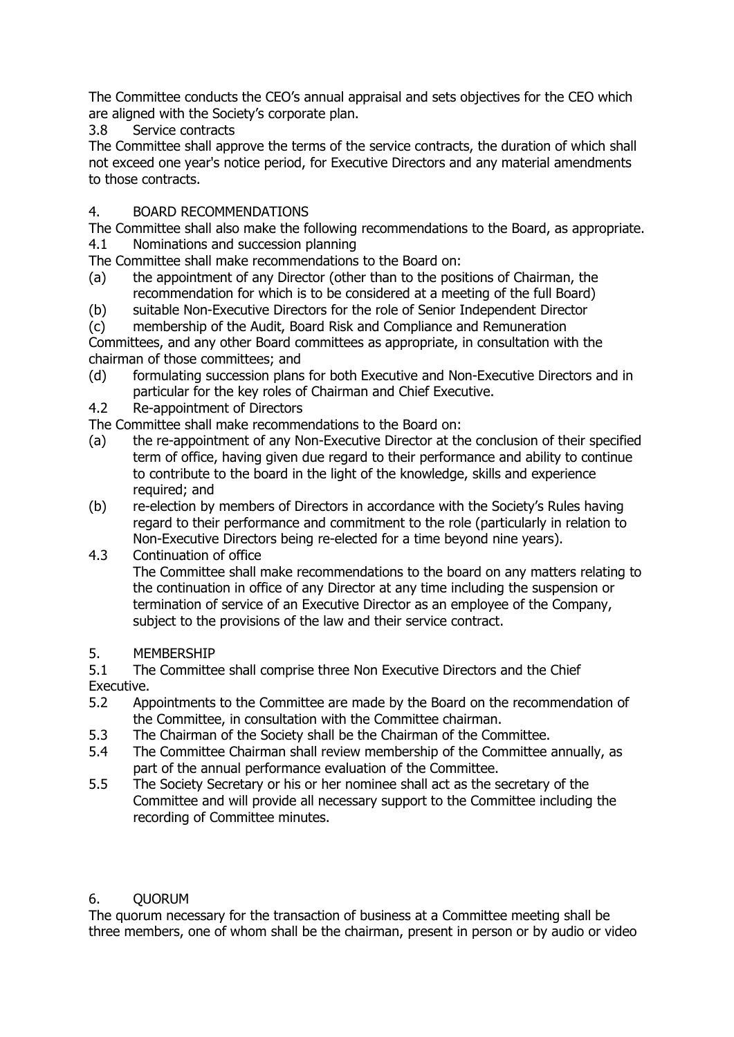The Committee conducts the CEO's annual appraisal and sets objectives for the CEO which are aligned with the Society's corporate plan.

### 3.8 Service contracts

The Committee shall approve the terms of the service contracts, the duration of which shall not exceed one year's notice period, for Executive Directors and any material amendments to those contracts.

## 4. BOARD RECOMMENDATIONS

The Committee shall also make the following recommendations to the Board, as appropriate.

### 4.1 Nominations and succession planning

The Committee shall make recommendations to the Board on:

(a) the appointment of any Director (other than to the positions of Chairman, the recommendation for which is to be considered at a meeting of the full Board)

(b) suitable Non-Executive Directors for the role of Senior Independent Director

(c) membership of the Audit, Board Risk and Compliance and Remuneration Committees, and any other Board committees as appropriate, in consultation with the chairman of those committees; and

(d) formulating succession plans for both Executive and Non-Executive Directors and in particular for the key roles of Chairman and Chief Executive.

### 4.2 Re-appointment of Directors

The Committee shall make recommendations to the Board on:

(a) the re-appointment of any Non-Executive Director at the conclusion of their specified term of office, having given due regard to their performance and ability to continue to contribute to the board in the light of the knowledge, skills and experience required; and

(b) re-election by members of Directors in accordance with the Society's Rules having regard to their performance and commitment to the role (particularly in relation to Non-Executive Directors being re-elected for a time beyond nine years).

### 4.3 Continuation of office

The Committee shall make recommendations to the board on any matters relating to the continuation in office of any Director at any time including the suspension or termination of service of an Executive Director as an employee of the Company, subject to the provisions of the law and their service contract.

## 5. MEMBERSHIP

5.1 The Committee shall comprise three Non Executive Directors and the Chief Executive.

5.2 Appointments to the Committee are made by the Board on the recommendation of the Committee, in consultation with the Committee chairman.

5.3 The Chairman of the Society shall be the Chairman of the Committee.

5.4 The Committee Chairman shall review membership of the Committee annually, as part of the annual performance evaluation of the Committee.

5.5 The Society Secretary or his or her nominee shall act as the secretary of the Committee and will provide all necessary support to the Committee including the recording of Committee minutes.

## 6. QUORUM

The quorum necessary for the transaction of business at a Committee meeting shall be three members, one of whom shall be the chairman, present in person or by audio or video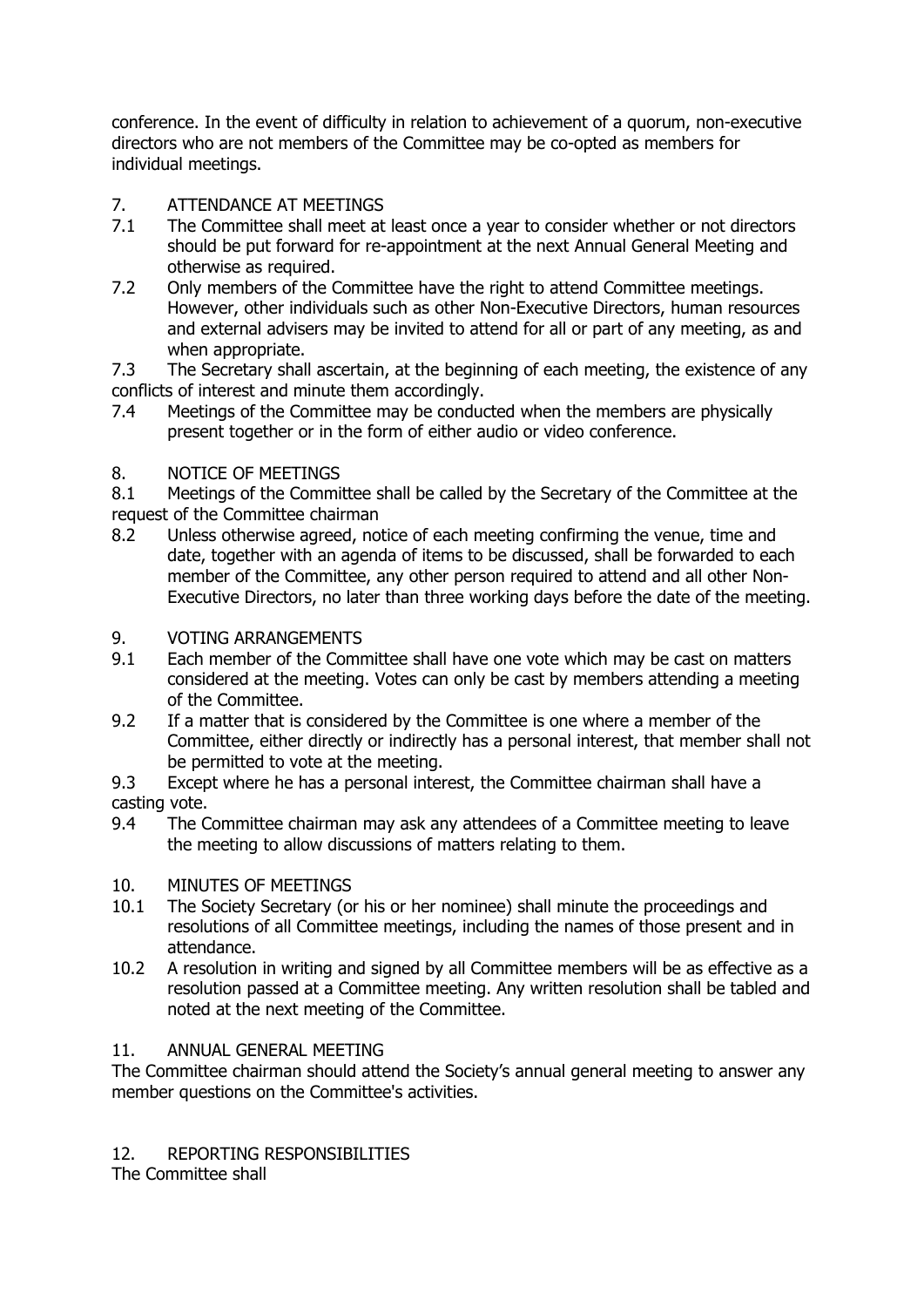conference. In the event of difficulty in relation to achievement of a quorum, non-executive directors who are not members of the Committee may be co-opted as members for individual meetings.

7. ATTENDANCE AT MEETINGS

7.1 The Committee shall meet at least once a year to consider whether or not directors should be put forward for re-appointment at the next Annual General Meeting and otherwise as required.

7.2 Only members of the Committee have the right to attend Committee meetings. However, other individuals such as other Non-Executive Directors, human resources and external advisers may be invited to attend for all or part of any meeting, as and when appropriate.

7.3 The Secretary shall ascertain, at the beginning of each meeting, the existence of any conflicts of interest and minute them accordingly.

7.4 Meetings of the Committee may be conducted when the members are physically present together or in the form of either audio or video conference.

8. NOTICE OF MEETINGS

8.1 Meetings of the Committee shall be called by the Secretary of the Committee at the request of the Committee chairman

8.2 Unless otherwise agreed, notice of each meeting confirming the venue, time and date, together with an agenda of items to be discussed, shall be forwarded to each member of the Committee, any other person required to attend and all other Non-Executive Directors, no later than three working days before the date of the meeting.

9. VOTING ARRANGEMENTS

9.1 Each member of the Committee shall have one vote which may be cast on matters considered at the meeting. Votes can only be cast by members attending a meeting of the Committee.

9.2 If a matter that is considered by the Committee is one where a member of the Committee, either directly or indirectly has a personal interest, that member shall not be permitted to vote at the meeting.

9.3 Except where he has a personal interest, the Committee chairman shall have a casting vote.

9.4 The Committee chairman may ask any attendees of a Committee meeting to leave the meeting to allow discussions of matters relating to them.

10. MINUTES OF MEETINGS

10.1 The Society Secretary (or his or her nominee) shall minute the proceedings and resolutions of all Committee meetings, including the names of those present and in attendance.

10.2 A resolution in writing and signed by all Committee members will be as effective as a resolution passed at a Committee meeting. Any written resolution shall be tabled and noted at the next meeting of the Committee.

11. ANNUAL GENERAL MEETING

The Committee chairman should attend the Society's annual general meeting to answer any member questions on the Committee's activities.

12. REPORTING RESPONSIBILITIES

The Committee shall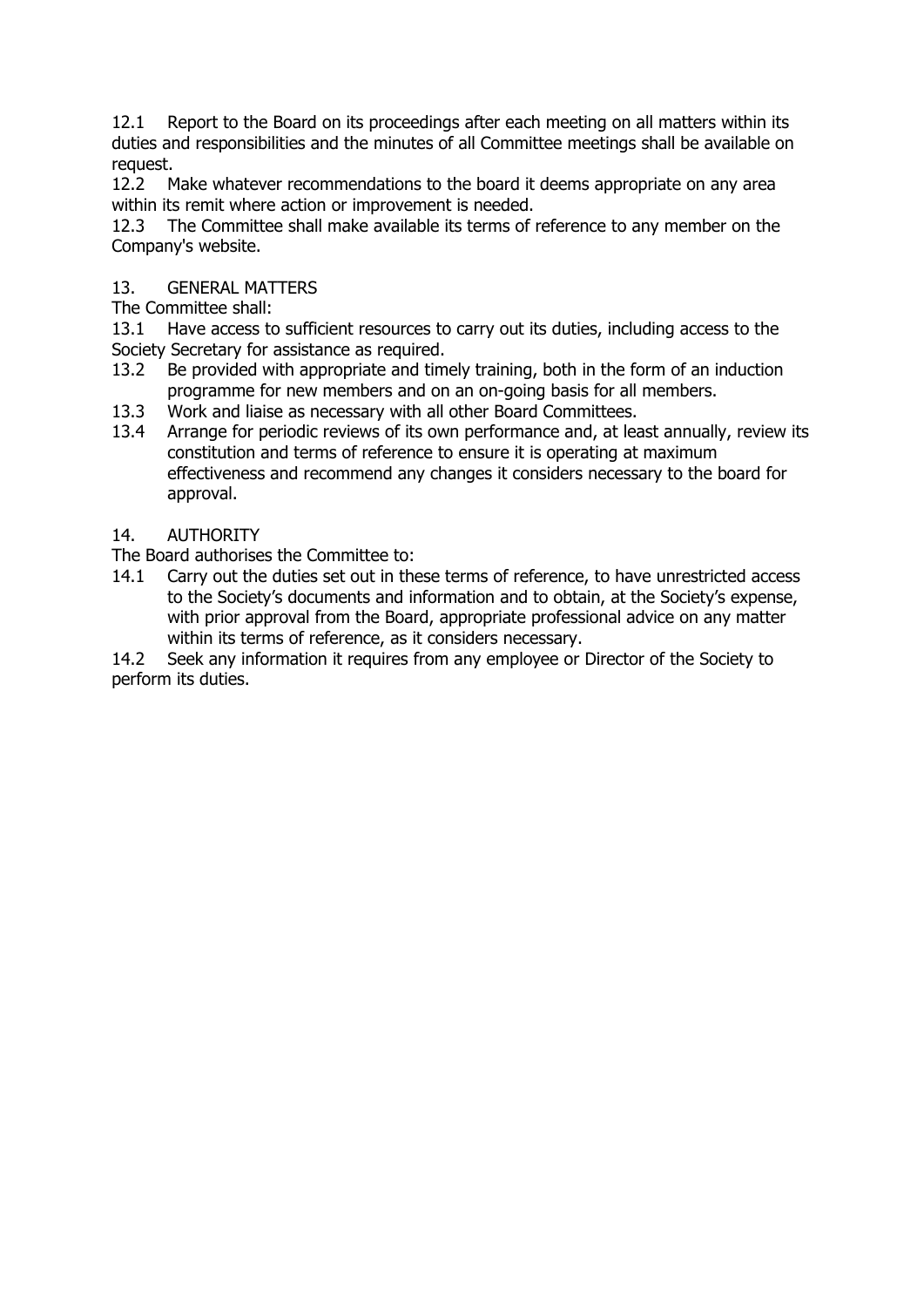12.1 Report to the Board on its proceedings after each meeting on all matters within its duties and responsibilities and the minutes of all Committee meetings shall be available on request.

12.2 Make whatever recommendations to the board it deems appropriate on any area within its remit where action or improvement is needed.

12.3 The Committee shall make available its terms of reference to any member on the Company's website.

## 13. GENERAL MATTERS

The Committee shall:

13.1 Have access to sufficient resources to carry out its duties, including access to the Society Secretary for assistance as required.

13.2 Be provided with appropriate and timely training, both in the form of an induction programme for new members and on an on-going basis for all members.

13.3 Work and liaise as necessary with all other Board Committees.

13.4 Arrange for periodic reviews of its own performance and, at least annually, review its constitution and terms of reference to ensure it is operating at maximum effectiveness and recommend any changes it considers necessary to the board for approval.

## 14. AUTHORITY

The Board authorises the Committee to:

14.1 Carry out the duties set out in these terms of reference, to have unrestricted access to the Society's documents and information and to obtain, at the Society's expense, with prior approval from the Board, appropriate professional advice on any matter within its terms of reference, as it considers necessary.

14.2 Seek any information it requires from any employee or Director of the Society to perform its duties.